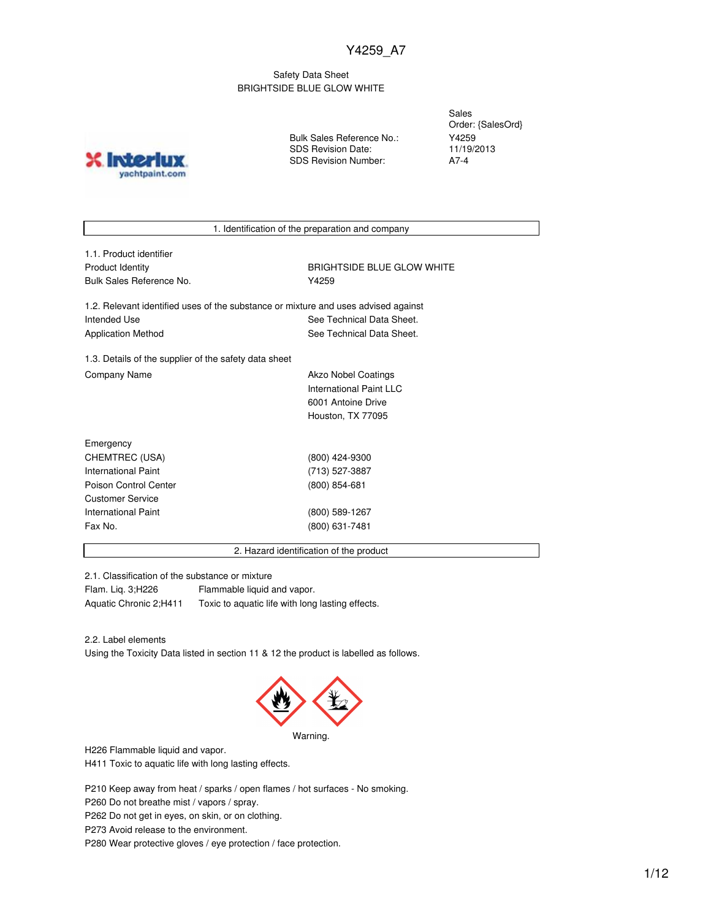Y4259_A7

Safety Data Sheet
BRIGHTSIDE BLUE GLOW WHITE

| | |
|---|---|
| | Sales Order: {SalesOrd} |
| Bulk Sales Reference No.: | Y4259 |
| SDS Revision Date: | 11/19/2013 |
| SDS Revision Number: | A7-4 |

## 1. Identification of the preparation and company

1.1. Product identifier

| | |
|---|---|
| Product Identity | BRIGHTSIDE BLUE GLOW WHITE |
| Bulk Sales Reference No. | Y4259 |

1.2. Relevant identified uses of the substance or mixture and uses advised against

| | |
|---|---|
| Intended Use | See Technical Data Sheet. |
| Application Method | See Technical Data Sheet. |

1.3. Details of the supplier of the safety data sheet

| | |
|---|---|
| Company Name | Akzo Nobel Coatings<br>International Paint LLC<br>6001 Antoine Drive<br>Houston, TX 77095 |

| | |
|---|---|
| Emergency | |
| CHEMTREC (USA) | (800) 424-9300 |
| International Paint | (713) 527-3887 |
| Poison Control Center | (800) 854-681 |
| Customer Service | |
| International Paint | (800) 589-1267 |
| Fax No. | (800) 631-7481 |

## 2. Hazard identification of the product

2.1. Classification of the substance or mixture

| | |
|---|---|
| Flam. Liq. 3;H226 | Flammable liquid and vapor. |
| Aquatic Chronic 2;H411 | Toxic to aquatic life with long lasting effects. |

2.2. Label elements

Using the Toxicity Data listed in section 11 & 12 the product is labelled as follows.

Warning.

H226 Flammable liquid and vapor.
H411 Toxic to aquatic life with long lasting effects.

P210 Keep away from heat / sparks / open flames / hot surfaces - No smoking.
P260 Do not breathe mist / vapors / spray.
P262 Do not get in eyes, on skin, or on clothing.
P273 Avoid release to the environment.
P280 Wear protective gloves / eye protection / face protection.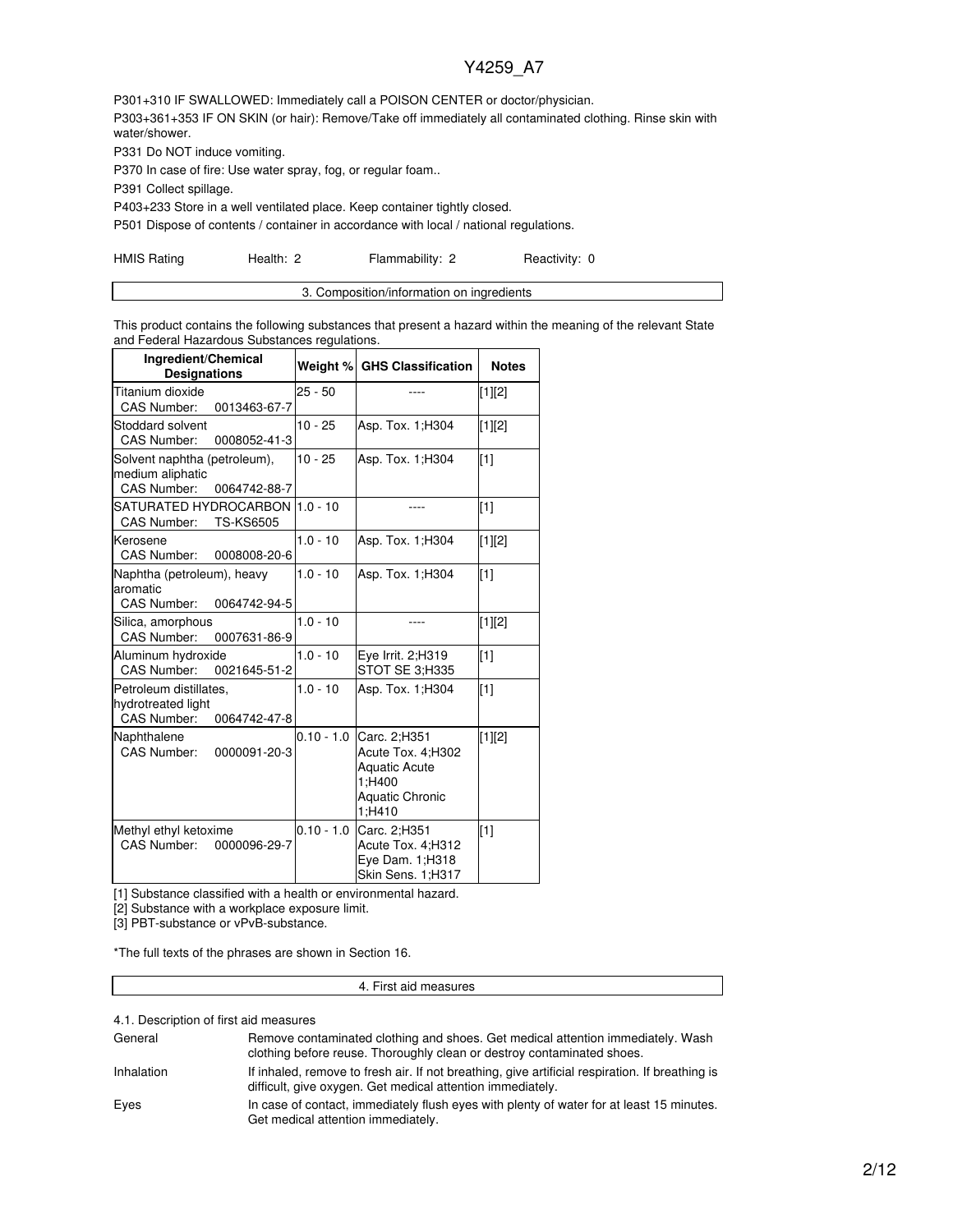P301+310 IF SWALLOWED: Immediately call a POISON CENTER or doctor/physician.

P303+361+353 IF ON SKIN (or hair): Remove/Take off immediately all contaminated clothing. Rinse skin with water/shower.

P331 Do NOT induce vomiting.

P370 In case of fire: Use water spray, fog, or regular foam..

P391 Collect spillage.

P403+233 Store in a well ventilated place. Keep container tightly closed.

P501 Dispose of contents / container in accordance with local / national regulations.

| HMIS Rating | Health: 2 | Flammability: 2 | Reactivity: 0 |
|---|---|---|---|

## 3. Composition/information on ingredients

This product contains the following substances that present a hazard within the meaning of the relevant State and Federal Hazardous Substances regulations.

| Ingredient/Chemical Designations | Weight % | GHS Classification | Notes |
|---|---|---|---|
| Titanium dioxide CAS Number: 0013463-67-7 | 25 - 50 | ---- | [1][2] |
| Stoddard solvent CAS Number: 0008052-41-3 | 10 - 25 | Asp. Tox. 1;H304 | [1][2] |
| Solvent naphtha (petroleum), medium aliphatic CAS Number: 0064742-88-7 | 10 - 25 | Asp. Tox. 1;H304 | [1] |
| SATURATED HYDROCARBON CAS Number: TS-KS6505 | 1.0 - 10 | ---- | [1] |
| Kerosene CAS Number: 0008008-20-6 | 1.0 - 10 | Asp. Tox. 1;H304 | [1][2] |
| Naphtha (petroleum), heavy aromatic CAS Number: 0064742-94-5 | 1.0 - 10 | Asp. Tox. 1;H304 | [1] |
| Silica, amorphous CAS Number: 0007631-86-9 | 1.0 - 10 | ---- | [1][2] |
| Aluminum hydroxide CAS Number: 0021645-51-2 | 1.0 - 10 | Eye Irrit. 2;H319 STOT SE 3;H335 | [1] |
| Petroleum distillates, hydrotreated light CAS Number: 0064742-47-8 | 1.0 - 10 | Asp. Tox. 1;H304 | [1] |
| Naphthalene CAS Number: 0000091-20-3 | 0.10 - 1.0 | Carc. 2;H351 Acute Tox. 4;H302 Aquatic Acute 1;H400 Aquatic Chronic 1;H410 | [1][2] |
| Methyl ethyl ketoxime CAS Number: 0000096-29-7 | 0.10 - 1.0 | Carc. 2;H351 Acute Tox. 4;H312 Eye Dam. 1;H318 Skin Sens. 1;H317 | [1] |

[1] Substance classified with a health or environmental hazard.

[2] Substance with a workplace exposure limit.

[3] PBT-substance or vPvB-substance.

*The full texts of the phrases are shown in Section 16.

## 4. First aid measures

4.1. Description of first aid measures

| | |
|---|---|
| General | Remove contaminated clothing and shoes. Get medical attention immediately. Wash clothing before reuse. Thoroughly clean or destroy contaminated shoes. |
| Inhalation | If inhaled, remove to fresh air. If not breathing, give artificial respiration. If breathing is difficult, give oxygen. Get medical attention immediately. |
| Eyes | In case of contact, immediately flush eyes with plenty of water for at least 15 minutes. Get medical attention immediately. |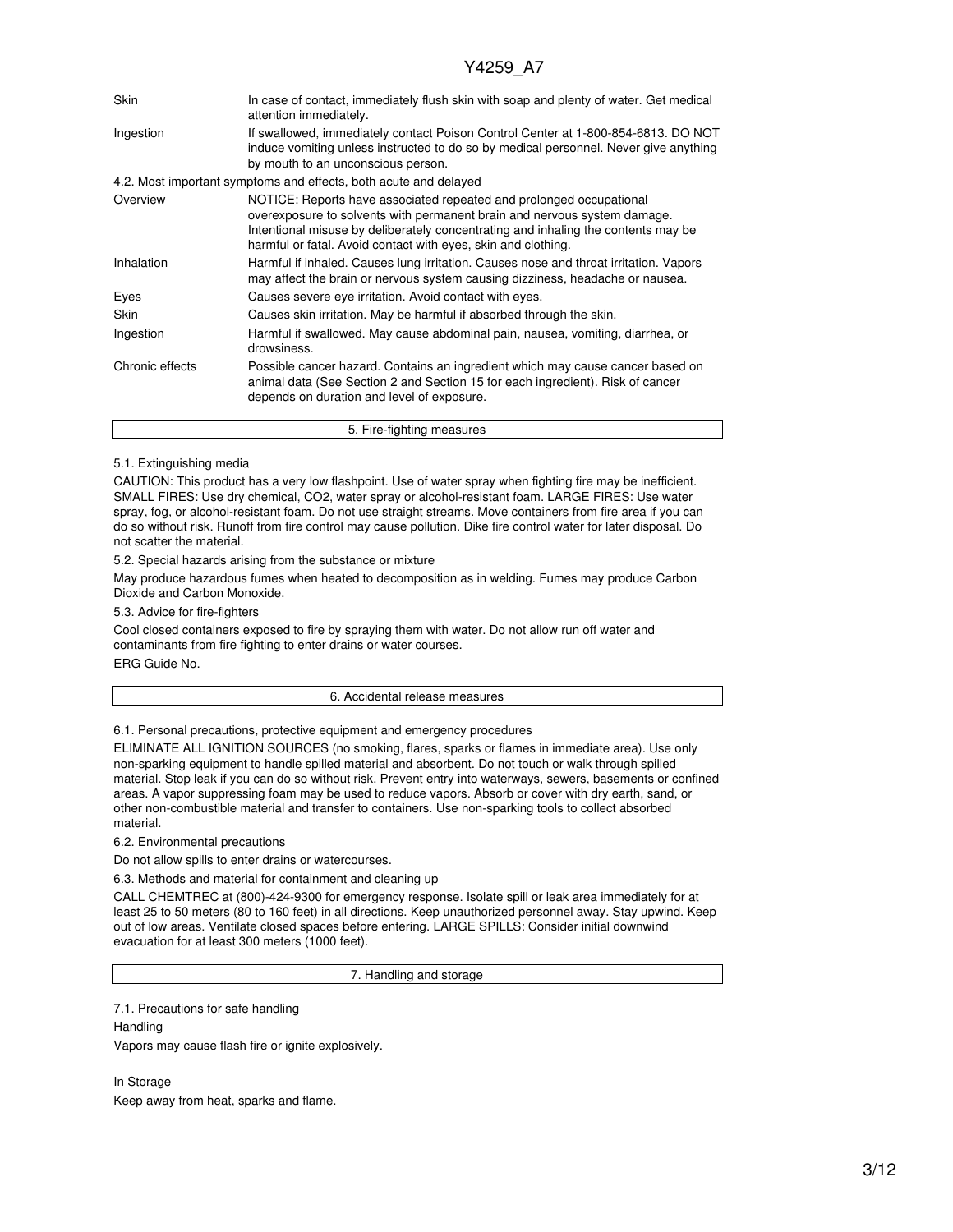| | |
|---|---|
| Skin | In case of contact, immediately flush skin with soap and plenty of water. Get medical attention immediately. |
| Ingestion | If swallowed, immediately contact Poison Control Center at 1-800-854-6813. DO NOT induce vomiting unless instructed to do so by medical personnel. Never give anything by mouth to an unconscious person. |

4.2. Most important symptoms and effects, both acute and delayed

| | |
|---|---|
| Overview | NOTICE: Reports have associated repeated and prolonged occupational overexposure to solvents with permanent brain and nervous system damage. Intentional misuse by deliberately concentrating and inhaling the contents may be harmful or fatal. Avoid contact with eyes, skin and clothing. |
| Inhalation | Harmful if inhaled. Causes lung irritation. Causes nose and throat irritation. Vapors may affect the brain or nervous system causing dizziness, headache or nausea. |
| Eyes | Causes severe eye irritation. Avoid contact with eyes. |
| Skin | Causes skin irritation. May be harmful if absorbed through the skin. |
| Ingestion | Harmful if swallowed. May cause abdominal pain, nausea, vomiting, diarrhea, or drowsiness. |
| Chronic effects | Possible cancer hazard. Contains an ingredient which may cause cancer based on animal data (See Section 2 and Section 15 for each ingredient). Risk of cancer depends on duration and level of exposure. |

## 5. Fire-fighting measures

5.1. Extinguishing media

CAUTION: This product has a very low flashpoint. Use of water spray when fighting fire may be inefficient. SMALL FIRES: Use dry chemical, CO2, water spray or alcohol-resistant foam. LARGE FIRES: Use water spray, fog, or alcohol-resistant foam. Do not use straight streams. Move containers from fire area if you can do so without risk. Runoff from fire control may cause pollution. Dike fire control water for later disposal. Do not scatter the material.

5.2. Special hazards arising from the substance or mixture

May produce hazardous fumes when heated to decomposition as in welding. Fumes may produce Carbon Dioxide and Carbon Monoxide.

5.3. Advice for fire-fighters

Cool closed containers exposed to fire by spraying them with water. Do not allow run off water and contaminants from fire fighting to enter drains or water courses.

ERG Guide No.

## 6. Accidental release measures

6.1. Personal precautions, protective equipment and emergency procedures

ELIMINATE ALL IGNITION SOURCES (no smoking, flares, sparks or flames in immediate area). Use only non-sparking equipment to handle spilled material and absorbent. Do not touch or walk through spilled material. Stop leak if you can do so without risk. Prevent entry into waterways, sewers, basements or confined areas. A vapor suppressing foam may be used to reduce vapors. Absorb or cover with dry earth, sand, or other non-combustible material and transfer to containers. Use non-sparking tools to collect absorbed material.

6.2. Environmental precautions

Do not allow spills to enter drains or watercourses.

6.3. Methods and material for containment and cleaning up

CALL CHEMTREC at (800)-424-9300 for emergency response. Isolate spill or leak area immediately for at least 25 to 50 meters (80 to 160 feet) in all directions. Keep unauthorized personnel away. Stay upwind. Keep out of low areas. Ventilate closed spaces before entering. LARGE SPILLS: Consider initial downwind evacuation for at least 300 meters (1000 feet).

## 7. Handling and storage

7.1. Precautions for safe handling

Handling

Vapors may cause flash fire or ignite explosively.

In Storage

Keep away from heat, sparks and flame.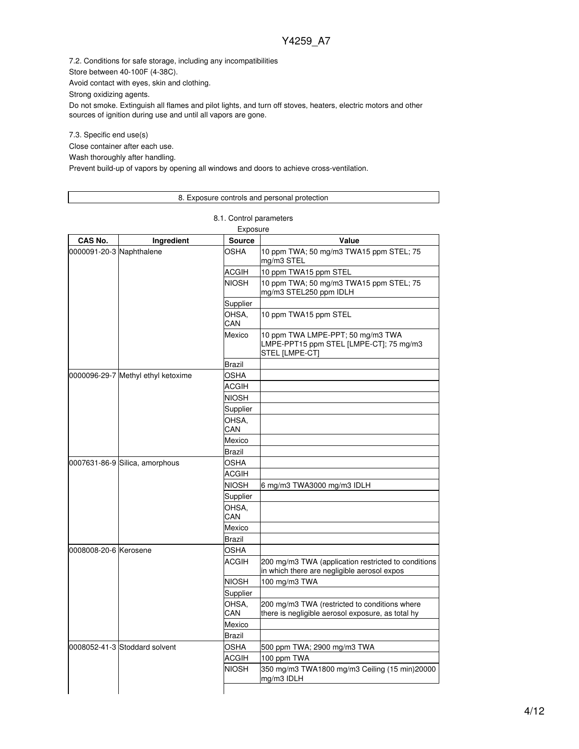7.2. Conditions for safe storage, including any incompatibilities

Store between 40-100F (4-38C).

Avoid contact with eyes, skin and clothing.

Strong oxidizing agents.

Do not smoke. Extinguish all flames and pilot lights, and turn off stoves, heaters, electric motors and other sources of ignition during use and until all vapors are gone.

7.3. Specific end use(s)

Close container after each use.

Wash thoroughly after handling.

Prevent build-up of vapors by opening all windows and doors to achieve cross-ventilation.

## 8. Exposure controls and personal protection

### 8.1. Control parameters

Exposure

| CAS No. | Ingredient | Source | Value |
|---|---|---|---|
| 0000091-20-3 | Naphthalene | OSHA | 10 ppm TWA; 50 mg/m3 TWA15 ppm STEL; 75 mg/m3 STEL |
| | | ACGIH | 10 ppm TWA15 ppm STEL |
| | | NIOSH | 10 ppm TWA; 50 mg/m3 TWA15 ppm STEL; 75 mg/m3 STEL250 ppm IDLH |
| | | Supplier | |
| | | OHSA, CAN | 10 ppm TWA15 ppm STEL |
| | | Mexico | 10 ppm TWA LMPE-PPT; 50 mg/m3 TWA LMPE-PPT15 ppm STEL [LMPE-CT]; 75 mg/m3 STEL [LMPE-CT] |
| | | Brazil | |
| 0000096-29-7 | Methyl ethyl ketoxime | OSHA | |
| | | ACGIH | |
| | | NIOSH | |
| | | Supplier | |
| | | OHSA, CAN | |
| | | Mexico | |
| | | Brazil | |
| 0007631-86-9 | Silica, amorphous | OSHA | |
| | | ACGIH | |
| | | NIOSH | 6 mg/m3 TWA3000 mg/m3 IDLH |
| | | Supplier | |
| | | OHSA, CAN | |
| | | Mexico | |
| | | Brazil | |
| 0008008-20-6 | Kerosene | OSHA | |
| | | ACGIH | 200 mg/m3 TWA (application restricted to conditions in which there are negligible aerosol expos |
| | | NIOSH | 100 mg/m3 TWA |
| | | Supplier | |
| | | OHSA, CAN | 200 mg/m3 TWA (restricted to conditions where there is negligible aerosol exposure, as total hy |
| | | Mexico | |
| | | Brazil | |
| 0008052-41-3 | Stoddard solvent | OSHA | 500 ppm TWA; 2900 mg/m3 TWA |
| | | ACGIH | 100 ppm TWA |
| | | NIOSH | 350 mg/m3 TWA1800 mg/m3 Ceiling (15 min)20000 mg/m3 IDLH |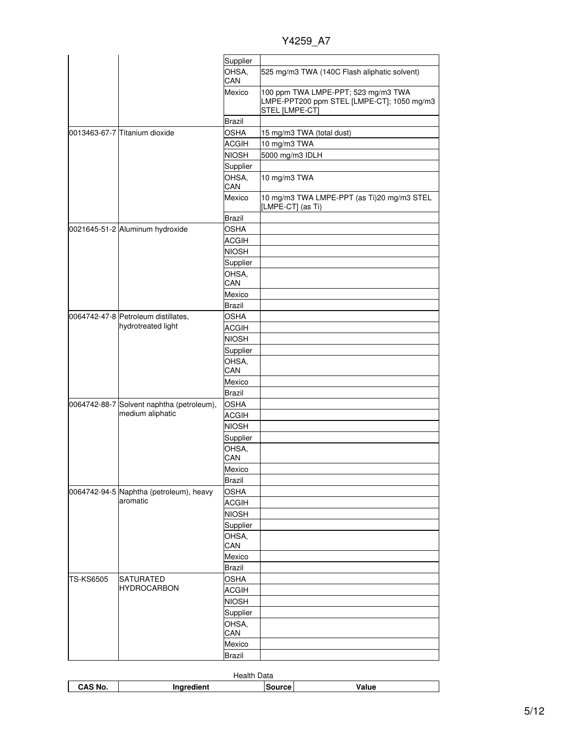| | | Supplier | |
|---|---|---|---|
| | | OHSA, CAN | 525 mg/m3 TWA (140C Flash aliphatic solvent) |
| | | Mexico | 100 ppm TWA LMPE-PPT; 523 mg/m3 TWA LMPE-PPT200 ppm STEL [LMPE-CT]; 1050 mg/m3 STEL [LMPE-CT] |
| | | Brazil | |
| 0013463-67-7 | Titanium dioxide | OSHA | 15 mg/m3 TWA (total dust) |
| | | ACGIH | 10 mg/m3 TWA |
| | | NIOSH | 5000 mg/m3 IDLH |
| | | Supplier | |
| | | OHSA, CAN | 10 mg/m3 TWA |
| | | Mexico | 10 mg/m3 TWA LMPE-PPT (as Ti)20 mg/m3 STEL [LMPE-CT] (as Ti) |
| | | Brazil | |
| 0021645-51-2 | Aluminum hydroxide | OSHA | |
| | | ACGIH | |
| | | NIOSH | |
| | | Supplier | |
| | | OHSA, CAN | |
| | | Mexico | |
| | | Brazil | |
| 0064742-47-8 | Petroleum distillates, hydrotreated light | OSHA | |
| | | ACGIH | |
| | | NIOSH | |
| | | Supplier | |
| | | OHSA, CAN | |
| | | Mexico | |
| | | Brazil | |
| 0064742-88-7 | Solvent naphtha (petroleum), medium aliphatic | OSHA | |
| | | ACGIH | |
| | | NIOSH | |
| | | Supplier | |
| | | OHSA, CAN | |
| | | Mexico | |
| | | Brazil | |
| 0064742-94-5 | Naphtha (petroleum), heavy aromatic | OSHA | |
| | | ACGIH | |
| | | NIOSH | |
| | | Supplier | |
| | | OHSA, CAN | |
| | | Mexico | |
| | | Brazil | |
| TS-KS6505 | SATURATED HYDROCARBON | OSHA | |
| | | ACGIH | |
| | | NIOSH | |
| | | Supplier | |
| | | OHSA, CAN | |
| | | Mexico | |
| | | Brazil | |

Health Data

| CAS No. | Ingredient | Source | Value |
|---|---|---|---|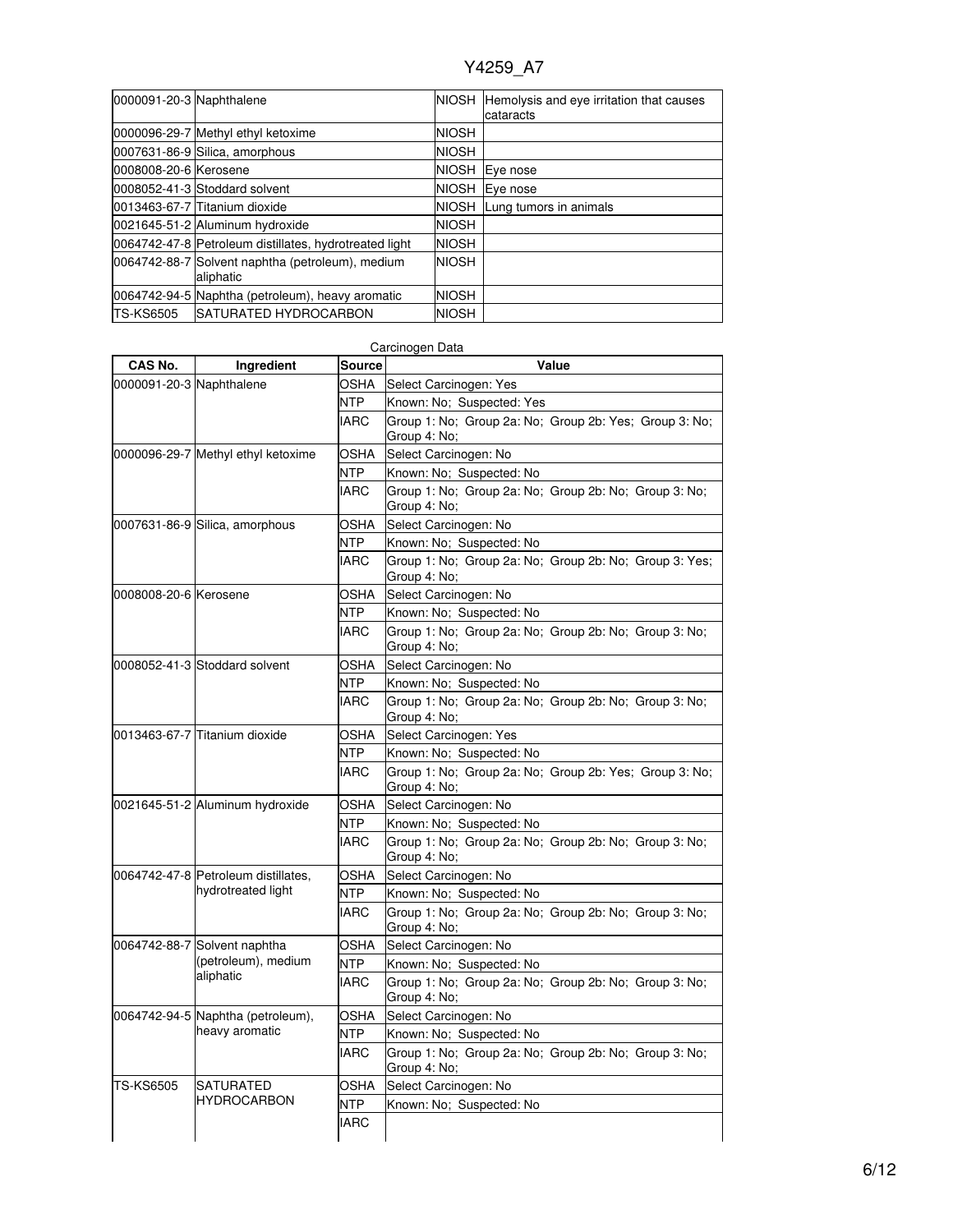| | | | |
|---|---|---|---|
| 0000091-20-3 | Naphthalene | NIOSH | Hemolysis and eye irritation that causes cataracts |
| 0000096-29-7 | Methyl ethyl ketoxime | NIOSH | |
| 0007631-86-9 | Silica, amorphous | NIOSH | |
| 0008008-20-6 | Kerosene | NIOSH | Eye nose |
| 0008052-41-3 | Stoddard solvent | NIOSH | Eye nose |
| 0013463-67-7 | Titanium dioxide | NIOSH | Lung tumors in animals |
| 0021645-51-2 | Aluminum hydroxide | NIOSH | |
| 0064742-47-8 | Petroleum distillates, hydrotreated light | NIOSH | |
| 0064742-88-7 | Solvent naphtha (petroleum), medium aliphatic | NIOSH | |
| 0064742-94-5 | Naphtha (petroleum), heavy aromatic | NIOSH | |
| TS-KS6505 | SATURATED HYDROCARBON | NIOSH | |

Carcinogen Data

| CAS No. | Ingredient | Source | Value |
|---|---|---|---|
| 0000091-20-3 | Naphthalene | OSHA | Select Carcinogen: Yes |
| | | NTP | Known: No; Suspected: Yes |
| | | IARC | Group 1: No; Group 2a: No; Group 2b: Yes; Group 3: No; Group 4: No; |
| 0000096-29-7 | Methyl ethyl ketoxime | OSHA | Select Carcinogen: No |
| | | NTP | Known: No; Suspected: No |
| | | IARC | Group 1: No; Group 2a: No; Group 2b: No; Group 3: No; Group 4: No; |
| 0007631-86-9 | Silica, amorphous | OSHA | Select Carcinogen: No |
| | | NTP | Known: No; Suspected: No |
| | | IARC | Group 1: No; Group 2a: No; Group 2b: No; Group 3: Yes; Group 4: No; |
| 0008008-20-6 | Kerosene | OSHA | Select Carcinogen: No |
| | | NTP | Known: No; Suspected: No |
| | | IARC | Group 1: No; Group 2a: No; Group 2b: No; Group 3: No; Group 4: No; |
| 0008052-41-3 | Stoddard solvent | OSHA | Select Carcinogen: No |
| | | NTP | Known: No; Suspected: No |
| | | IARC | Group 1: No; Group 2a: No; Group 2b: No; Group 3: No; Group 4: No; |
| 0013463-67-7 | Titanium dioxide | OSHA | Select Carcinogen: Yes |
| | | NTP | Known: No; Suspected: No |
| | | IARC | Group 1: No; Group 2a: No; Group 2b: Yes; Group 3: No; Group 4: No; |
| 0021645-51-2 | Aluminum hydroxide | OSHA | Select Carcinogen: No |
| | | NTP | Known: No; Suspected: No |
| | | IARC | Group 1: No; Group 2a: No; Group 2b: No; Group 3: No; Group 4: No; |
| 0064742-47-8 | Petroleum distillates, hydrotreated light | OSHA | Select Carcinogen: No |
| | | NTP | Known: No; Suspected: No |
| | | IARC | Group 1: No; Group 2a: No; Group 2b: No; Group 3: No; Group 4: No; |
| 0064742-88-7 | Solvent naphtha (petroleum), medium aliphatic | OSHA | Select Carcinogen: No |
| | | NTP | Known: No; Suspected: No |
| | | IARC | Group 1: No; Group 2a: No; Group 2b: No; Group 3: No; Group 4: No; |
| 0064742-94-5 | Naphtha (petroleum), heavy aromatic | OSHA | Select Carcinogen: No |
| | | NTP | Known: No; Suspected: No |
| | | IARC | Group 1: No; Group 2a: No; Group 2b: No; Group 3: No; Group 4: No; |
| TS-KS6505 | SATURATED HYDROCARBON | OSHA | Select Carcinogen: No |
| | | NTP | Known: No; Suspected: No |
| | | IARC | |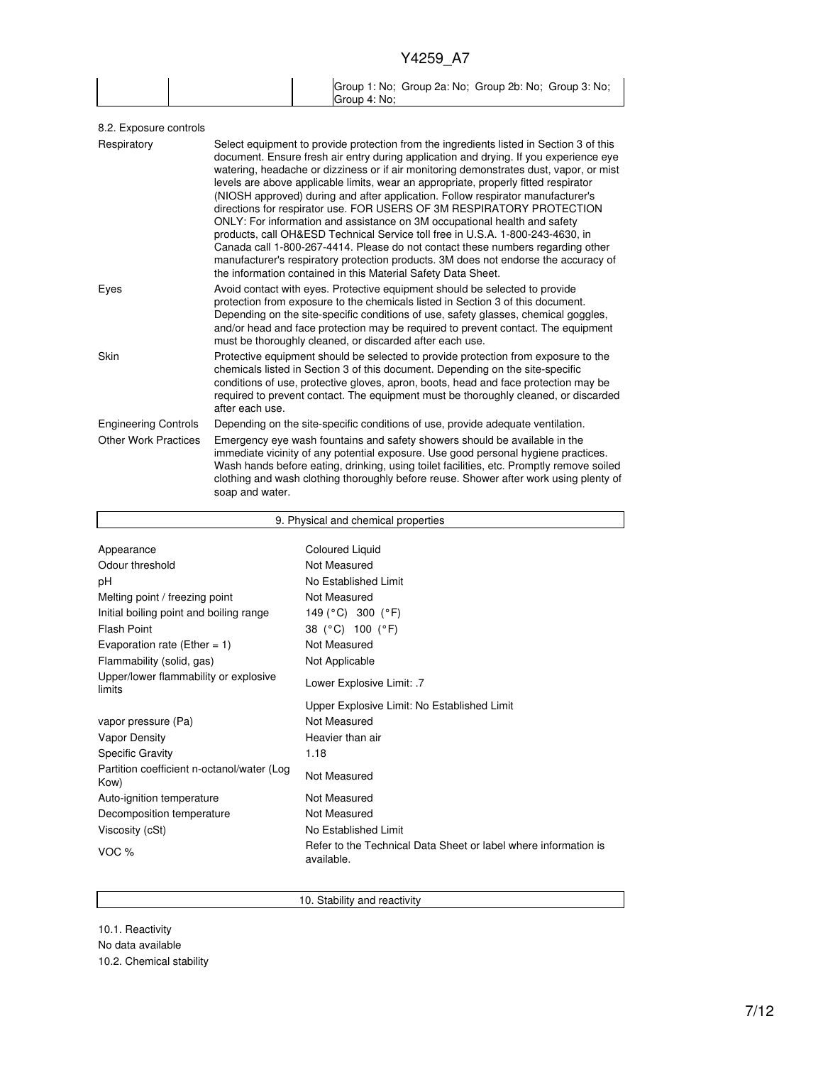| | | | Group 1: No; Group 2a: No; Group 2b: No; Group 3: No; Group 4: No; |
|---|---|---|---|

8.2. Exposure controls

| | |
|---|---|
| Respiratory | Select equipment to provide protection from the ingredients listed in Section 3 of this document. Ensure fresh air entry during application and drying. If you experience eye watering, headache or dizziness or if air monitoring demonstrates dust, vapor, or mist levels are above applicable limits, wear an appropriate, properly fitted respirator (NIOSH approved) during and after application. Follow respirator manufacturer's directions for respirator use. FOR USERS OF 3M RESPIRATORY PROTECTION ONLY: For information and assistance on 3M occupational health and safety products, call OH&ESD Technical Service toll free in U.S.A. 1-800-243-4630, in Canada call 1-800-267-4414. Please do not contact these numbers regarding other manufacturer's respiratory protection products. 3M does not endorse the accuracy of the information contained in this Material Safety Data Sheet. |
| Eyes | Avoid contact with eyes. Protective equipment should be selected to provide protection from exposure to the chemicals listed in Section 3 of this document. Depending on the site-specific conditions of use, safety glasses, chemical goggles, and/or head and face protection may be required to prevent contact. The equipment must be thoroughly cleaned, or discarded after each use. |
| Skin | Protective equipment should be selected to provide protection from exposure to the chemicals listed in Section 3 of this document. Depending on the site-specific conditions of use, protective gloves, apron, boots, head and face protection may be required to prevent contact. The equipment must be thoroughly cleaned, or discarded after each use. |
| Engineering Controls | Depending on the site-specific conditions of use, provide adequate ventilation. |
| Other Work Practices | Emergency eye wash fountains and safety showers should be available in the immediate vicinity of any potential exposure. Use good personal hygiene practices. Wash hands before eating, drinking, using toilet facilities, etc. Promptly remove soiled clothing and wash clothing thoroughly before reuse. Shower after work using plenty of soap and water. |

## 9. Physical and chemical properties

| | |
|---|---|
| Appearance | Coloured Liquid |
| Odour threshold | Not Measured |
| pH | No Established Limit |
| Melting point / freezing point | Not Measured |
| Initial boiling point and boiling range | 149 (°C) 300 (°F) |
| Flash Point | 38 (°C) 100 (°F) |
| Evaporation rate (Ether = 1) | Not Measured |
| Flammability (solid, gas) | Not Applicable |
| Upper/lower flammability or explosive limits | Lower Explosive Limit: .7 |
| | Upper Explosive Limit: No Established Limit |
| vapor pressure (Pa) | Not Measured |
| Vapor Density | Heavier than air |
| Specific Gravity | 1.18 |
| Partition coefficient n-octanol/water (Log Kow) | Not Measured |
| Auto-ignition temperature | Not Measured |
| Decomposition temperature | Not Measured |
| Viscosity (cSt) | No Established Limit |
| VOC % | Refer to the Technical Data Sheet or label where information is available. |

## 10. Stability and reactivity

10.1. Reactivity

No data available

10.2. Chemical stability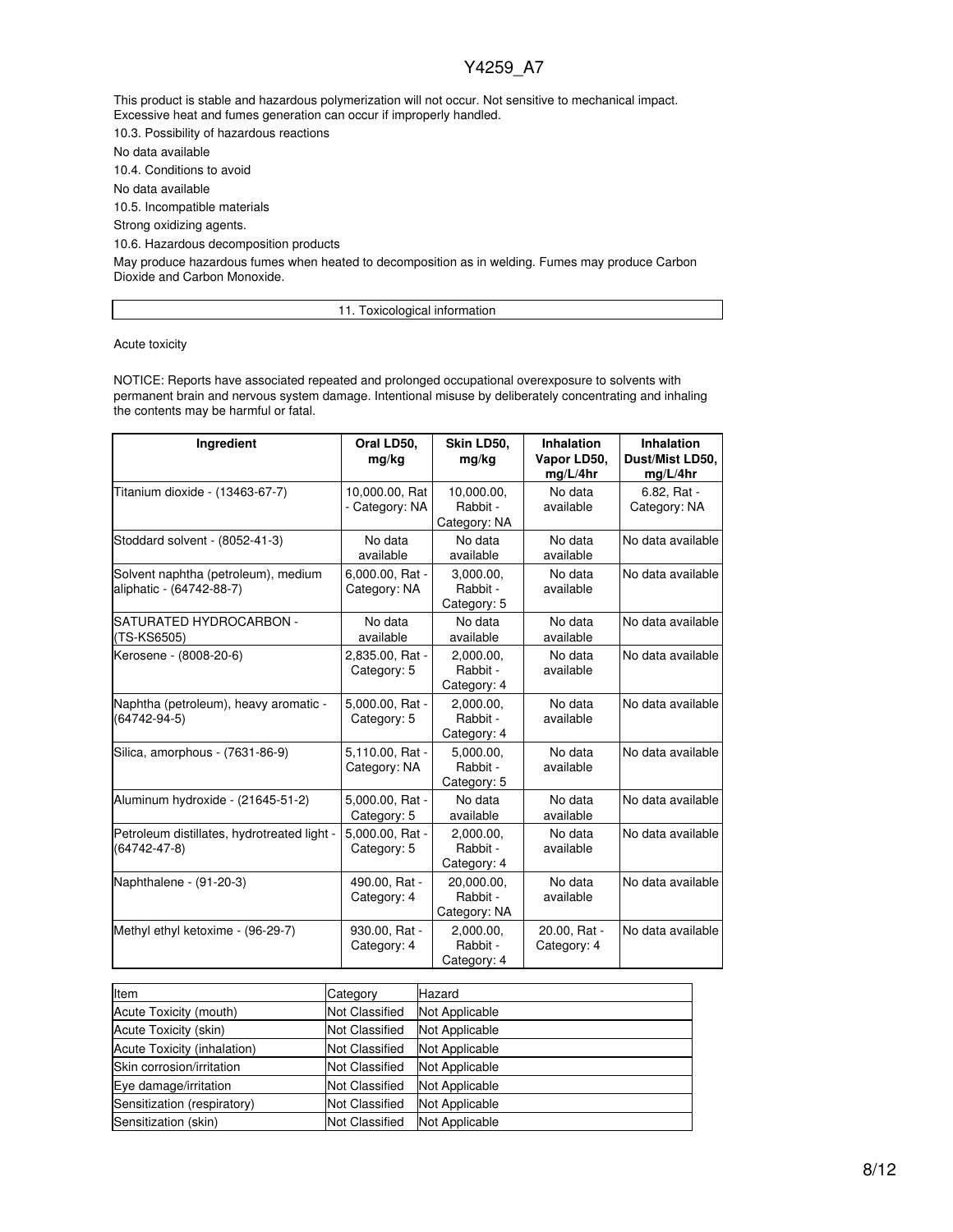This product is stable and hazardous polymerization will not occur. Not sensitive to mechanical impact. Excessive heat and fumes generation can occur if improperly handled.

10.3. Possibility of hazardous reactions

No data available

10.4. Conditions to avoid

No data available

10.5. Incompatible materials

Strong oxidizing agents.

10.6. Hazardous decomposition products

May produce hazardous fumes when heated to decomposition as in welding. Fumes may produce Carbon Dioxide and Carbon Monoxide.

## 11. Toxicological information

Acute toxicity

NOTICE: Reports have associated repeated and prolonged occupational overexposure to solvents with permanent brain and nervous system damage. Intentional misuse by deliberately concentrating and inhaling the contents may be harmful or fatal.

| Ingredient | Oral LD50, mg/kg | Skin LD50, mg/kg | Inhalation Vapor LD50, mg/L/4hr | Inhalation Dust/Mist LD50, mg/L/4hr |
|---|---|---|---|---|
| Titanium dioxide - (13463-67-7) | 10,000.00, Rat - Category: NA | 10,000.00, Rabbit - Category: NA | No data available | 6.82, Rat - Category: NA |
| Stoddard solvent - (8052-41-3) | No data available | No data available | No data available | No data available |
| Solvent naphtha (petroleum), medium aliphatic - (64742-88-7) | 6,000.00, Rat - Category: NA | 3,000.00, Rabbit - Category: 5 | No data available | No data available |
| SATURATED HYDROCARBON - (TS-KS6505) | No data available | No data available | No data available | No data available |
| Kerosene - (8008-20-6) | 2,835.00, Rat - Category: 5 | 2,000.00, Rabbit - Category: 4 | No data available | No data available |
| Naphtha (petroleum), heavy aromatic - (64742-94-5) | 5,000.00, Rat - Category: 5 | 2,000.00, Rabbit - Category: 4 | No data available | No data available |
| Silica, amorphous - (7631-86-9) | 5,110.00, Rat - Category: NA | 5,000.00, Rabbit - Category: 5 | No data available | No data available |
| Aluminum hydroxide - (21645-51-2) | 5,000.00, Rat - Category: 5 | No data available | No data available | No data available |
| Petroleum distillates, hydrotreated light - (64742-47-8) | 5,000.00, Rat - Category: 5 | 2,000.00, Rabbit - Category: 4 | No data available | No data available |
| Naphthalene - (91-20-3) | 490.00, Rat - Category: 4 | 20,000.00, Rabbit - Category: NA | No data available | No data available |
| Methyl ethyl ketoxime - (96-29-7) | 930.00, Rat - Category: 4 | 2,000.00, Rabbit - Category: 4 | 20.00, Rat - Category: 4 | No data available |

| Item | Category | Hazard |
|---|---|---|
| Acute Toxicity (mouth) | Not Classified | Not Applicable |
| Acute Toxicity (skin) | Not Classified | Not Applicable |
| Acute Toxicity (inhalation) | Not Classified | Not Applicable |
| Skin corrosion/irritation | Not Classified | Not Applicable |
| Eye damage/irritation | Not Classified | Not Applicable |
| Sensitization (respiratory) | Not Classified | Not Applicable |
| Sensitization (skin) | Not Classified | Not Applicable |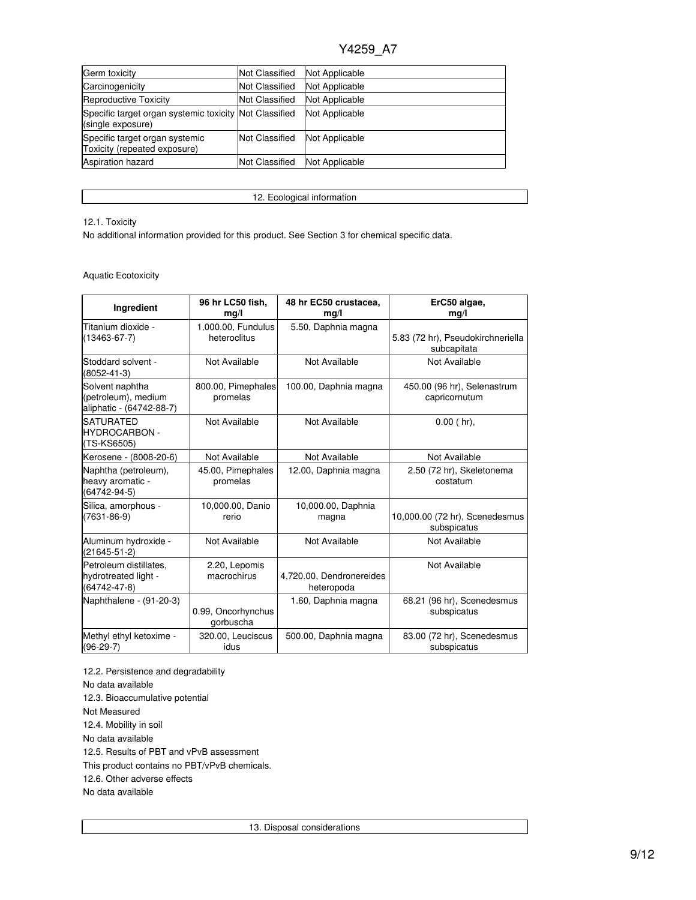| Germ toxicity | Not Classified | Not Applicable |
|---|---|---|
| Carcinogenicity | Not Classified | Not Applicable |
| Reproductive Toxicity | Not Classified | Not Applicable |
| Specific target organ systemic toxicity (single exposure) | Not Classified | Not Applicable |
| Specific target organ systemic Toxicity (repeated exposure) | Not Classified | Not Applicable |
| Aspiration hazard | Not Classified | Not Applicable |

## 12. Ecological information

12.1. Toxicity

No additional information provided for this product. See Section 3 for chemical specific data.

Aquatic Ecotoxicity

| Ingredient | 96 hr LC50 fish, mg/l | 48 hr EC50 crustacea, mg/l | ErC50 algae, mg/l |
|---|---|---|---|
| Titanium dioxide - (13463-67-7) | 1,000.00, Fundulus heteroclitus | 5.50, Daphnia magna | 5.83 (72 hr), Pseudokirchneriella subcapitata |
| Stoddard solvent - (8052-41-3) | Not Available | Not Available | Not Available |
| Solvent naphtha (petroleum), medium aliphatic - (64742-88-7) | 800.00, Pimephales promelas | 100.00, Daphnia magna | 450.00 (96 hr), Selenastrum capricornutum |
| SATURATED HYDROCARBON - (TS-KS6505) | Not Available | Not Available | 0.00 ( hr), |
| Kerosene - (8008-20-6) | Not Available | Not Available | Not Available |
| Naphtha (petroleum), heavy aromatic - (64742-94-5) | 45.00, Pimephales promelas | 12.00, Daphnia magna | 2.50 (72 hr), Skeletonema costatum |
| Silica, amorphous - (7631-86-9) | 10,000.00, Danio rerio | 10,000.00, Daphnia magna | 10,000.00 (72 hr), Scenedesmus subspicatus |
| Aluminum hydroxide - (21645-51-2) | Not Available | Not Available | Not Available |
| Petroleum distillates, hydrotreated light - (64742-47-8) | 2.20, Lepomis macrochirus | 4,720.00, Dendronereides heteropoda | Not Available |
| Naphthalene - (91-20-3) | 0.99, Oncorhynchus gorbuscha | 1.60, Daphnia magna | 68.21 (96 hr), Scenedesmus subspicatus |
| Methyl ethyl ketoxime - (96-29-7) | 320.00, Leuciscus idus | 500.00, Daphnia magna | 83.00 (72 hr), Scenedesmus subspicatus |

12.2. Persistence and degradability

No data available

12.3. Bioaccumulative potential

Not Measured

12.4. Mobility in soil

No data available

12.5. Results of PBT and vPvB assessment

This product contains no PBT/vPvB chemicals.

12.6. Other adverse effects

No data available

## 13. Disposal considerations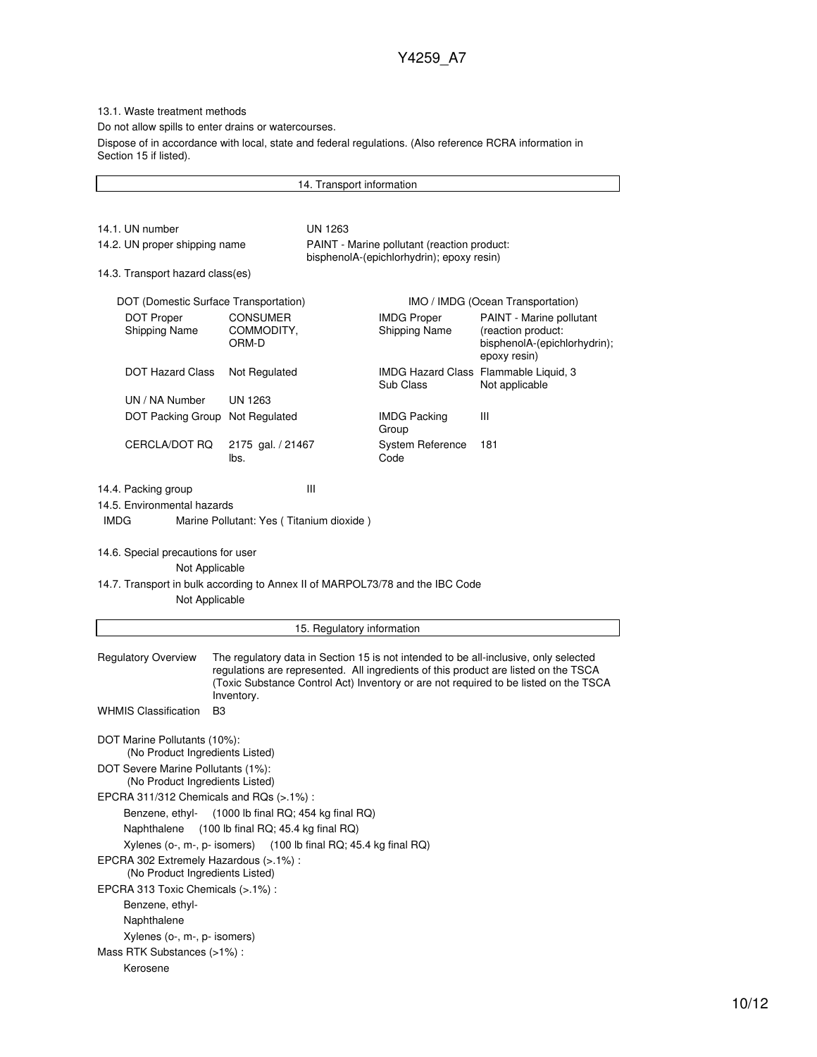13.1. Waste treatment methods

Do not allow spills to enter drains or watercourses.

Dispose of in accordance with local, state and federal regulations. (Also reference RCRA information in Section 15 if listed).

## 14. Transport information

| | |
|---|---|
| 14.1. UN number | UN 1263 |
| 14.2. UN proper shipping name | PAINT - Marine pollutant (reaction product: bisphenolA-(epichlorhydrin); epoxy resin) |

14.3. Transport hazard class(es)

| DOT (Domestic Surface Transportation) | | IMO / IMDG (Ocean Transportation) | |
|---|---|---|---|
| DOT Proper Shipping Name | CONSUMER COMMODITY, ORM-D | IMDG Proper Shipping Name | PAINT - Marine pollutant (reaction product: bisphenolA-(epichlorhydrin); epoxy resin) |
| DOT Hazard Class | Not Regulated | IMDG Hazard Class Sub Class | Flammable Liquid, 3 Not applicable |
| UN / NA Number | UN 1263 | | |
| DOT Packing Group | Not Regulated | IMDG Packing Group | III |
| CERCLA/DOT RQ | 2175 gal. / 21467 lbs. | System Reference Code | 181 |

14.4. Packing group III

14.5. Environmental hazards

IMDG Marine Pollutant: Yes ( Titanium dioxide )

14.6. Special precautions for user

Not Applicable

14.7. Transport in bulk according to Annex II of MARPOL73/78 and the IBC Code

Not Applicable

## 15. Regulatory information

**Regulatory Overview** The regulatory data in Section 15 is not intended to be all-inclusive, only selected regulations are represented. All ingredients of this product are listed on the TSCA (Toxic Substance Control Act) Inventory or are not required to be listed on the TSCA Inventory.

**WHMIS Classification** B3

DOT Marine Pollutants (10%):
(No Product Ingredients Listed)

DOT Severe Marine Pollutants (1%):
(No Product Ingredients Listed)

EPCRA 311/312 Chemicals and RQs (>.1%) :
- Benzene, ethyl- (1000 lb final RQ; 454 kg final RQ)
- Naphthalene (100 lb final RQ; 45.4 kg final RQ)
- Xylenes (o-, m-, p- isomers) (100 lb final RQ; 45.4 kg final RQ)

EPCRA 302 Extremely Hazardous (>.1%) :
(No Product Ingredients Listed)

EPCRA 313 Toxic Chemicals (>.1%) :
- Benzene, ethyl-
- Naphthalene
- Xylenes (o-, m-, p- isomers)

Mass RTK Substances (>1%) :
- Kerosene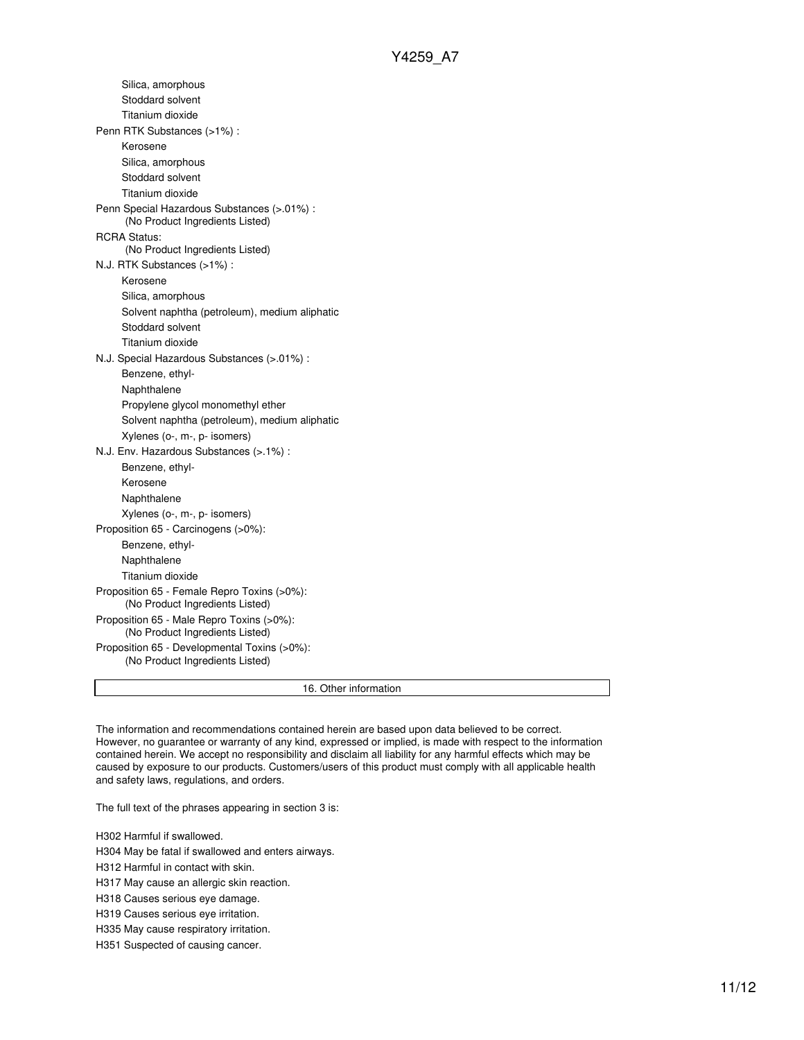- Silica, amorphous
- Stoddard solvent
- Titanium dioxide

Penn RTK Substances (>1%) :

- Kerosene
- Silica, amorphous
- Stoddard solvent
- Titanium dioxide

Penn Special Hazardous Substances (>.01%) :

(No Product Ingredients Listed)

RCRA Status:

(No Product Ingredients Listed)

N.J. RTK Substances (>1%) :

- Kerosene
- Silica, amorphous
- Solvent naphtha (petroleum), medium aliphatic
- Stoddard solvent
- Titanium dioxide

N.J. Special Hazardous Substances (>.01%) :

- Benzene, ethyl-
- Naphthalene
- Propylene glycol monomethyl ether
- Solvent naphtha (petroleum), medium aliphatic
- Xylenes (o-, m-, p- isomers)

N.J. Env. Hazardous Substances (>.1%) :

- Benzene, ethyl-
- Kerosene
- Naphthalene
- Xylenes (o-, m-, p- isomers)

Proposition 65 - Carcinogens (>0%):

- Benzene, ethyl-
- Naphthalene
- Titanium dioxide

Proposition 65 - Female Repro Toxins (>0%):

(No Product Ingredients Listed)

Proposition 65 - Male Repro Toxins (>0%):

(No Product Ingredients Listed)

Proposition 65 - Developmental Toxins (>0%):

(No Product Ingredients Listed)

## 16. Other information

The information and recommendations contained herein are based upon data believed to be correct. However, no guarantee or warranty of any kind, expressed or implied, is made with respect to the information contained herein. We accept no responsibility and disclaim all liability for any harmful effects which may be caused by exposure to our products. Customers/users of this product must comply with all applicable health and safety laws, regulations, and orders.

The full text of the phrases appearing in section 3 is:

H302 Harmful if swallowed.

H304 May be fatal if swallowed and enters airways.

H312 Harmful in contact with skin.

H317 May cause an allergic skin reaction.

H318 Causes serious eye damage.

H319 Causes serious eye irritation.

H335 May cause respiratory irritation.

H351 Suspected of causing cancer.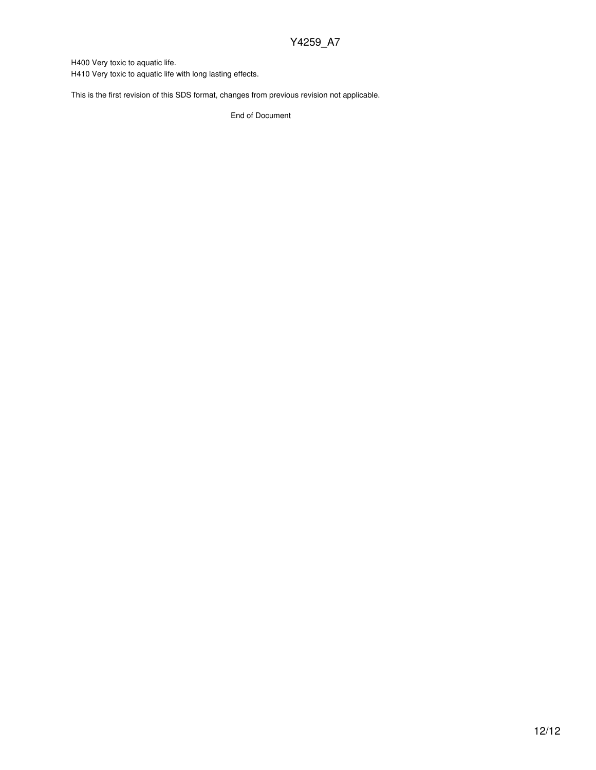H400 Very toxic to aquatic life.
H410 Very toxic to aquatic life with long lasting effects.

This is the first revision of this SDS format, changes from previous revision not applicable.

End of Document